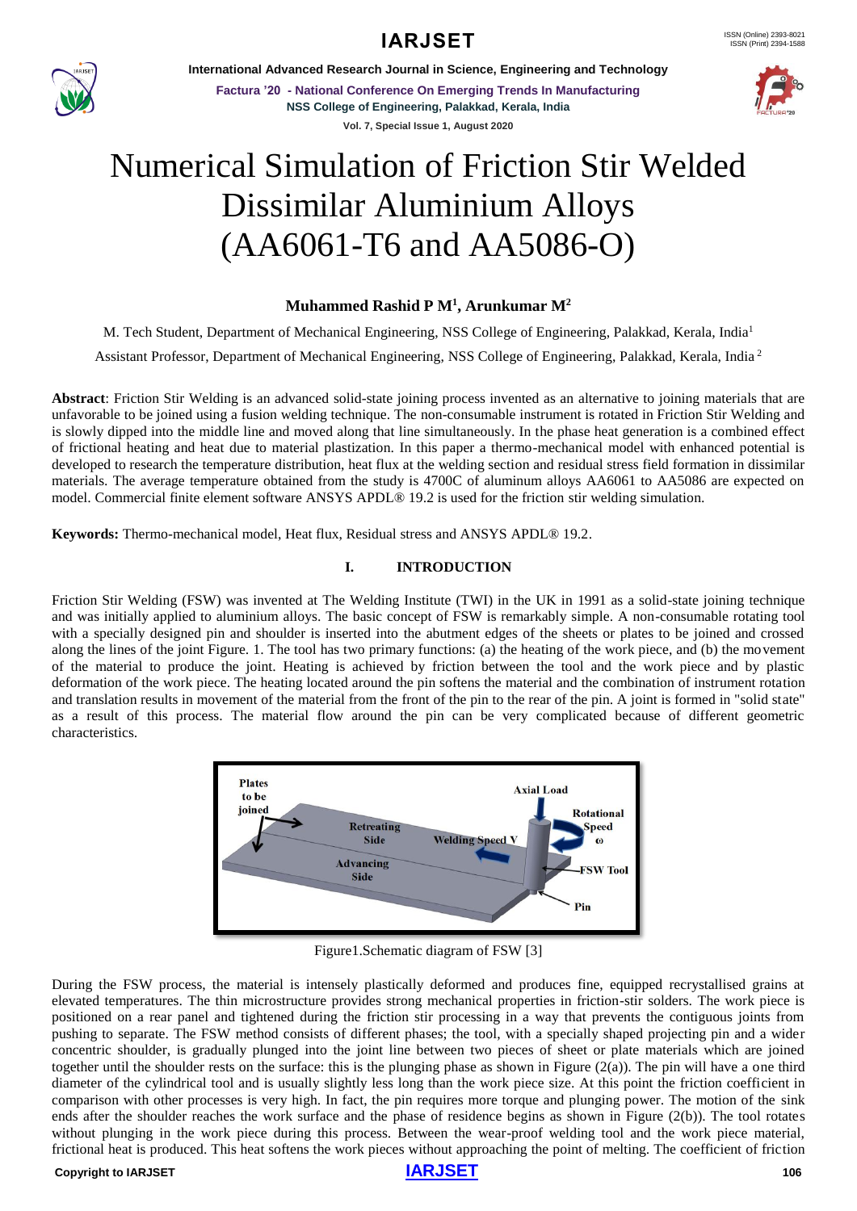# Numerical Simulation of Friction Stir Welded Dissimilar Aluminium Alloys (AA6061-T6 and AA5086-O)

**Muhammed Rashid P M[1], Arunkumar M[2]**

M. Tech Student, Department of Mechanical Engineering, NSS College of Engineering, Palakkad, Kerala, India[1]

Assistant Professor, Department of Mechanical Engineering, NSS College of Engineering, Palakkad, Kerala, India[2]

**Abstract**: Friction Stir Welding is an advanced solid-state joining process invented as an alternative to joining materials that are unfavorable to be joined using a fusion welding technique. The non-consumable instrument is rotated in Friction Stir Welding and is slowly dipped into the middle line and moved along that line simultaneously. In the phase heat generation is a combined effect of frictional heating and heat due to material plastization. In this paper a thermo-mechanical model with enhanced potential is developed to research the temperature distribution, heat flux at the welding section and residual stress field formation in dissimilar materials. The average temperature obtained from the study is 4700C of aluminum alloys AA6061 to AA5086 are expected on model. Commercial finite element software ANSYS APDL® 19.2 is used for the friction stir welding simulation.

**Keywords:** Thermo-mechanical model, Heat flux, Residual stress and ANSYS APDL® 19.2.

## I. INTRODUCTION

Friction Stir Welding (FSW) was invented at The Welding Institute (TWI) in the UK in 1991 as a solid-state joining technique and was initially applied to aluminium alloys. The basic concept of FSW is remarkably simple. A non-consumable rotating tool with a specially designed pin and shoulder is inserted into the abutment edges of the sheets or plates to be joined and crossed along the lines of the joint Figure. 1. The tool has two primary functions: (a) the heating of the work piece, and (b) the movement of the material to produce the joint. Heating is achieved by friction between the tool and the work piece and by plastic deformation of the work piece. The heating located around the pin softens the material and the combination of instrument rotation and translation results in movement of the material from the front of the pin to the rear of the pin. A joint is formed in "solid state" as a result of this process. The material flow around the pin can be very complicated because of different geometric characteristics.

Figure1.Schematic diagram of FSW [3]

During the FSW process, the material is intensely plastically deformed and produces fine, equipped recrystallised grains at elevated temperatures. The thin microstructure provides strong mechanical properties in friction-stir solders. The work piece is positioned on a rear panel and tightened during the friction stir processing in a way that prevents the contiguous joints from pushing to separate. The FSW method consists of different phases; the tool, with a specially shaped projecting pin and a wider concentric shoulder, is gradually plunged into the joint line between two pieces of sheet or plate materials which are joined together until the shoulder rests on the surface: this is the plunging phase as shown in Figure (2(a)). The pin will have a one third diameter of the cylindrical tool and is usually slightly less long than the work piece size. At this point the friction coefficient in comparison with other processes is very high. In fact, the pin requires more torque and plunging power. The motion of the sink ends after the shoulder reaches the work surface and the phase of residence begins as shown in Figure (2(b)). The tool rotates without plunging in the work piece during this process. Between the wear-proof welding tool and the work piece material, frictional heat is produced. This heat softens the work pieces without approaching the point of melting. The coefficient of friction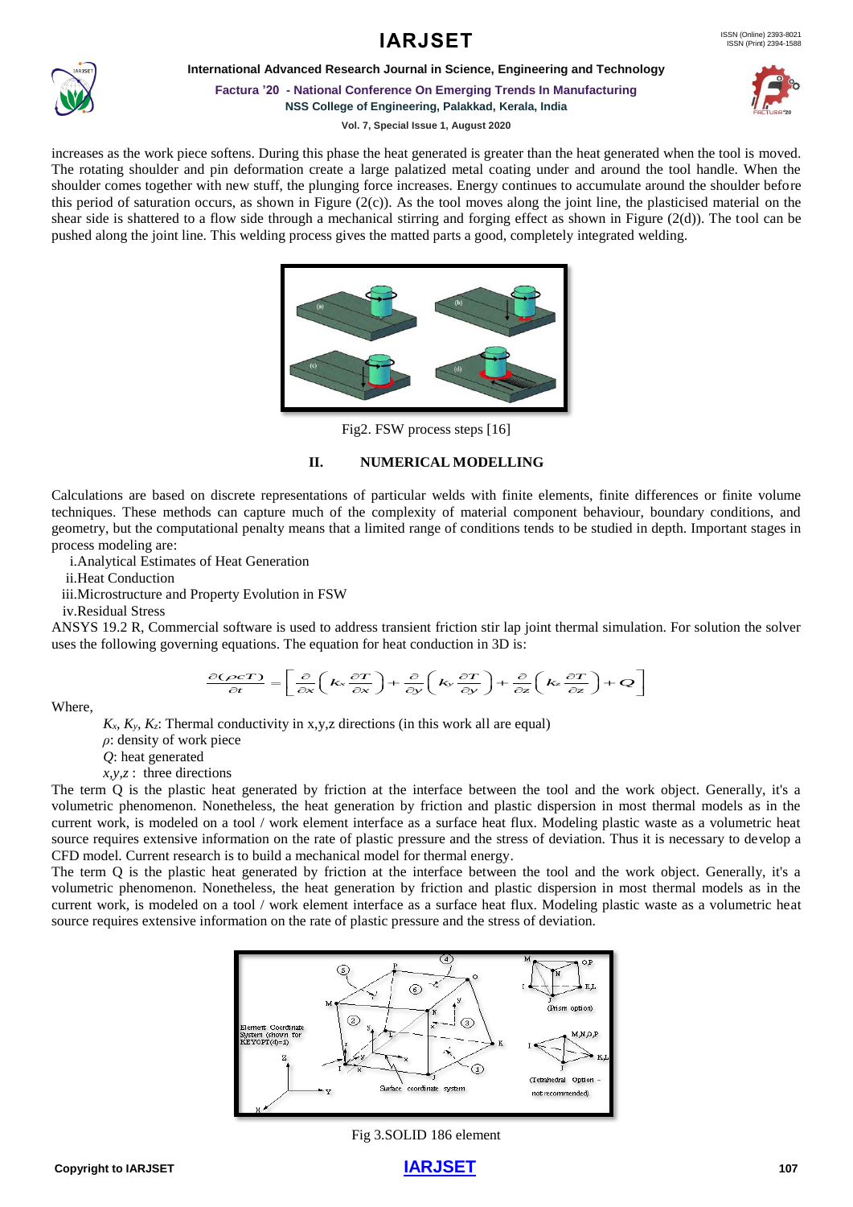increases as the work piece softens. During this phase the heat generated is greater than the heat generated when the tool is moved. The rotating shoulder and pin deformation create a large palatized metal coating under and around the tool handle. When the shoulder comes together with new stuff, the plunging force increases. Energy continues to accumulate around the shoulder before this period of saturation occurs, as shown in Figure (2(c)). As the tool moves along the joint line, the plasticised material on the shear side is shattered to a flow side through a mechanical stirring and forging effect as shown in Figure (2(d)). The tool can be pushed along the joint line. This welding process gives the matted parts a good, completely integrated welding.

Fig2. FSW process steps [16]

## II. NUMERICAL MODELLING

Calculations are based on discrete representations of particular welds with finite elements, finite differences or finite volume techniques. These methods can capture much of the complexity of material component behaviour, boundary conditions, and geometry, but the computational penalty means that a limited range of conditions tends to be studied in depth. Important stages in process modeling are:

i. Analytical Estimates of Heat Generation
ii. Heat Conduction
iii. Microstructure and Property Evolution in FSW
iv. Residual Stress

ANSYS 19.2 R, Commercial software is used to address transient friction stir lap joint thermal simulation. For solution the solver uses the following governing equations. The equation for heat conduction in 3D is:

$$\frac{\partial(\rho c T)}{\partial t} = \left[ \frac{\partial}{\partial x}\left( k_x \frac{\partial T}{\partial x} \right) + \frac{\partial}{\partial y}\left( k_y \frac{\partial T}{\partial y} \right) + \frac{\partial}{\partial z}\left( k_z \frac{\partial T}{\partial z} \right) + Q \right]$$

Where,

$K_x$, $K_y$, $K_z$: Thermal conductivity in x,y,z directions (in this work all are equal)
$\rho$: density of work piece
$Q$: heat generated
$x,y,z$ : three directions

The term Q is the plastic heat generated by friction at the interface between the tool and the work object. Generally, it's a volumetric phenomenon. Nonetheless, the heat generation by friction and plastic dispersion in most thermal models as in the current work, is modeled on a tool / work element interface as a surface heat flux. Modeling plastic waste as a volumetric heat source requires extensive information on the rate of plastic pressure and the stress of deviation. Thus it is necessary to develop a CFD model. Current research is to build a mechanical model for thermal energy.

The term Q is the plastic heat generated by friction at the interface between the tool and the work object. Generally, it's a volumetric phenomenon. Nonetheless, the heat generation by friction and plastic dispersion in most thermal models as in the current work, is modeled on a tool / work element interface as a surface heat flux. Modeling plastic waste as a volumetric heat source requires extensive information on the rate of plastic pressure and the stress of deviation.

Fig 3.SOLID 186 element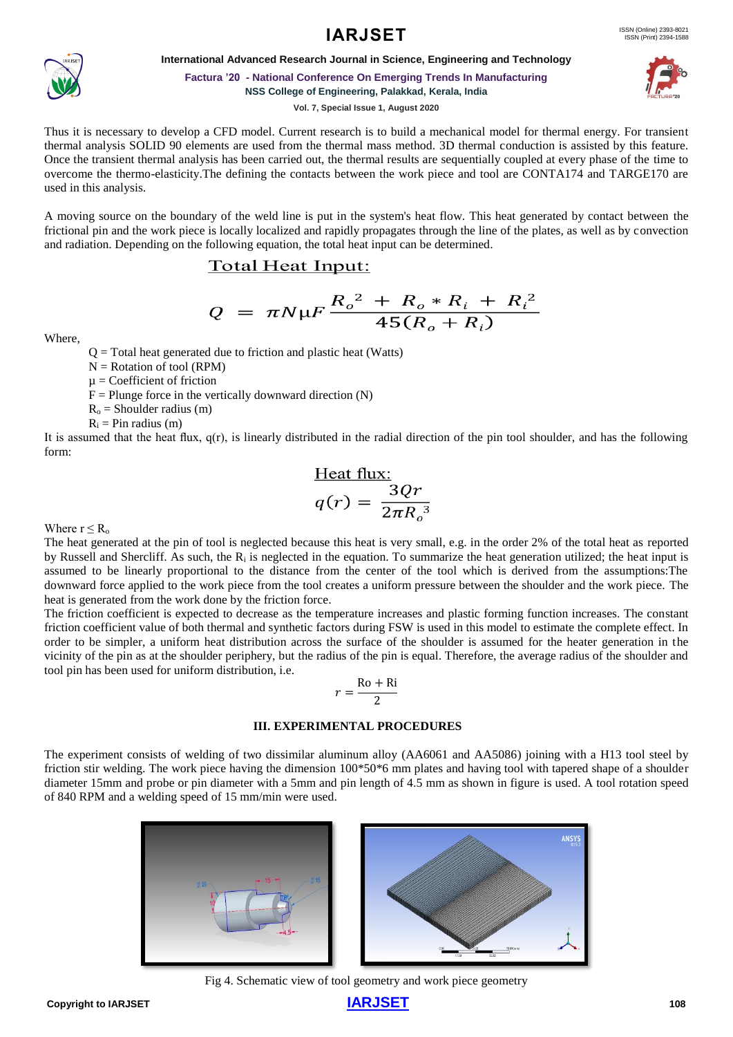Thus it is necessary to develop a CFD model. Current research is to build a mechanical model for thermal energy. For transient thermal analysis SOLID 90 elements are used from the thermal mass method. 3D thermal conduction is assisted by this feature. Once the transient thermal analysis has been carried out, the thermal results are sequentially coupled at every phase of the time to overcome the thermo-elasticity.The defining the contacts between the work piece and tool are CONTA174 and TARGE170 are used in this analysis.

A moving source on the boundary of the weld line is put in the system's heat flow. This heat generated by contact between the frictional pin and the work piece is locally localized and rapidly propagates through the line of the plates, as well as by convection and radiation. Depending on the following equation, the total heat input can be determined.

Total Heat Input:

$$Q = \pi N \mu F \frac{R_o^2 + R_o * R_i + R_i^2}{45(R_o + R_i)}$$

Where,

Q = Total heat generated due to friction and plastic heat (Watts)
N = Rotation of tool (RPM)
μ = Coefficient of friction
F = Plunge force in the vertically downward direction (N)
$R_o$ = Shoulder radius (m)
$R_i$ = Pin radius (m)

It is assumed that the heat flux, q(r), is linearly distributed in the radial direction of the pin tool shoulder, and has the following form:

Heat flux:

$$q(r) = \frac{3Qr}{2\pi R_o^3}$$

Where $r \leq R_o$

The heat generated at the pin of tool is neglected because this heat is very small, e.g. in the order 2% of the total heat as reported by Russell and Shercliff. As such, the $R_i$ is neglected in the equation. To summarize the heat generation utilized; the heat input is assumed to be linearly proportional to the distance from the center of the tool which is derived from the assumptions:The downward force applied to the work piece from the tool creates a uniform pressure between the shoulder and the work piece. The heat is generated from the work done by the friction force.

The friction coefficient is expected to decrease as the temperature increases and plastic forming function increases. The constant friction coefficient value of both thermal and synthetic factors during FSW is used in this model to estimate the complete effect. In order to be simpler, a uniform heat distribution across the surface of the shoulder is assumed for the heater generation in the vicinity of the pin as at the shoulder periphery, but the radius of the pin is equal. Therefore, the average radius of the shoulder and tool pin has been used for uniform distribution, i.e.

$$r = \frac{\text{Ro} + \text{Ri}}{2}$$

## III. EXPERIMENTAL PROCEDURES

The experiment consists of welding of two dissimilar aluminum alloy (AA6061 and AA5086) joining with a H13 tool steel by friction stir welding. The work piece having the dimension 100*50*6 mm plates and having tool with tapered shape of a shoulder diameter 15mm and probe or pin diameter with a 5mm and pin length of 4.5 mm as shown in figure is used. A tool rotation speed of 840 RPM and a welding speed of 15 mm/min were used.

Fig 4. Schematic view of tool geometry and work piece geometry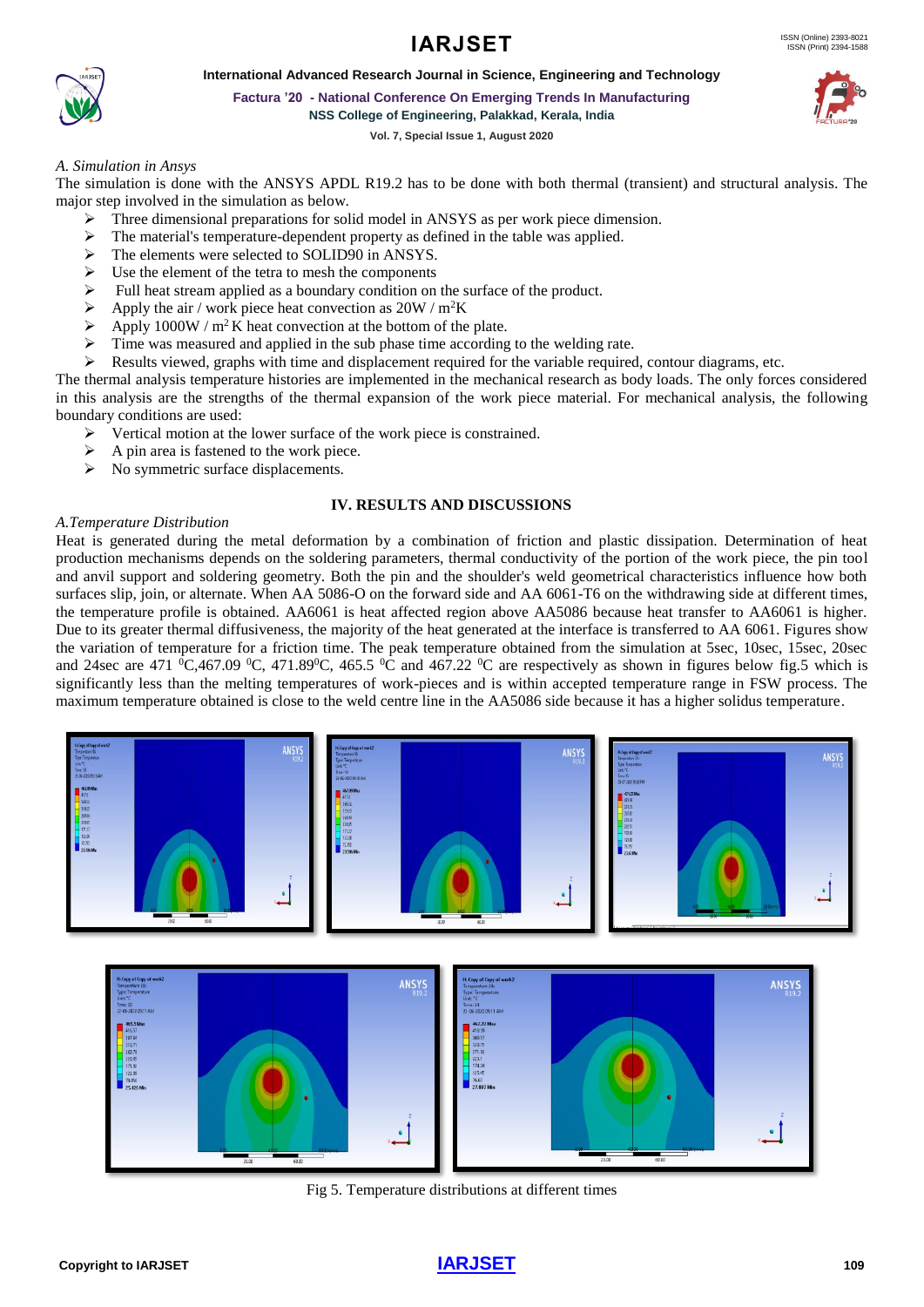*A. Simulation in Ansys*

The simulation is done with the ANSYS APDL R19.2 has to be done with both thermal (transient) and structural analysis. The major step involved in the simulation as below.

- Three dimensional preparations for solid model in ANSYS as per work piece dimension.
- The material's temperature-dependent property as defined in the table was applied.
- The elements were selected to SOLID90 in ANSYS.
- Use the element of the tetra to mesh the components
- Full heat stream applied as a boundary condition on the surface of the product.
- Apply the air / work piece heat convection as 20W / $m^2$K
- Apply 1000W / $m^2$ K heat convection at the bottom of the plate.
- Time was measured and applied in the sub phase time according to the welding rate.
- Results viewed, graphs with time and displacement required for the variable required, contour diagrams, etc.

The thermal analysis temperature histories are implemented in the mechanical research as body loads. The only forces considered in this analysis are the strengths of the thermal expansion of the work piece material. For mechanical analysis, the following boundary conditions are used:

- Vertical motion at the lower surface of the work piece is constrained.
- A pin area is fastened to the work piece.
- No symmetric surface displacements.

## IV. RESULTS AND DISCUSSIONS

*A.Temperature Distribution*

Heat is generated during the metal deformation by a combination of friction and plastic dissipation. Determination of heat production mechanisms depends on the soldering parameters, thermal conductivity of the portion of the work piece, the pin tool and anvil support and soldering geometry. Both the pin and the shoulder's weld geometrical characteristics influence how both surfaces slip, join, or alternate. When AA 5086-O on the forward side and AA 6061-T6 on the withdrawing side at different times, the temperature profile is obtained. AA6061 is heat affected region above AA5086 because heat transfer to AA6061 is higher. Due to its greater thermal diffusiveness, the majority of the heat generated at the interface is transferred to AA 6061. Figures show the variation of temperature for a friction time. The peak temperature obtained from the simulation at 5sec, 10sec, 15sec, 20sec and 24sec are 471 $^0$C,467.09 $^0$C, 471.89$^0$C, 465.5 $^0$C and 467.22 $^0$C are respectively as shown in figures below fig.5 which is significantly less than the melting temperatures of work-pieces and is within accepted temperature range in FSW process. The maximum temperature obtained is close to the weld centre line in the AA5086 side because it has a higher solidus temperature.

Fig 5. Temperature distributions at different times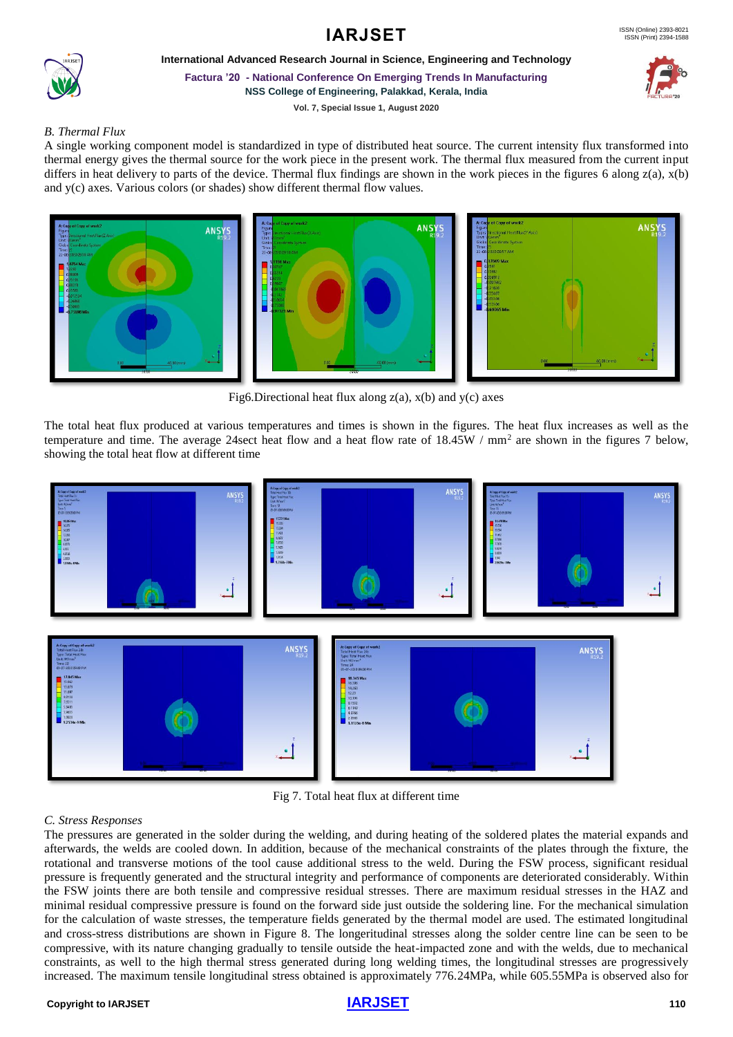### B. Thermal Flux

A single working component model is standardized in type of distributed heat source. The current intensity flux transformed into thermal energy gives the thermal source for the work piece in the present work. The thermal flux measured from the current input differs in heat delivery to parts of the device. Thermal flux findings are shown in the work pieces in the figures 6 along z(a), x(b) and y(c) axes. Various colors (or shades) show different thermal flow values.

Fig6.Directional heat flux along z(a), x(b) and y(c) axes

The total heat flux produced at various temperatures and times is shown in the figures. The heat flux increases as well as the temperature and time. The average 24sect heat flow and a heat flow rate of 18.45W / mm$^2$ are shown in the figures 7 below, showing the total heat flow at different time

Fig 7. Total heat flux at different time

### C. Stress Responses

The pressures are generated in the solder during the welding, and during heating of the soldered plates the material expands and afterwards, the welds are cooled down. In addition, because of the mechanical constraints of the plates through the fixture, the rotational and transverse motions of the tool cause additional stress to the weld. During the FSW process, significant residual pressure is frequently generated and the structural integrity and performance of components are deteriorated considerably. Within the FSW joints there are both tensile and compressive residual stresses. There are maximum residual stresses in the HAZ and minimal residual compressive pressure is found on the forward side just outside the soldering line. For the mechanical simulation for the calculation of waste stresses, the temperature fields generated by the thermal model are used. The estimated longitudinal and cross-stress distributions are shown in Figure 8. The longeritudinal stresses along the solder centre line can be seen to be compressive, with its nature changing gradually to tensile outside the heat-impacted zone and with the welds, due to mechanical constraints, as well to the high thermal stress generated during long welding times, the longitudinal stresses are progressively increased. The maximum tensile longitudinal stress obtained is approximately 776.24MPa, while 605.55MPa is observed also for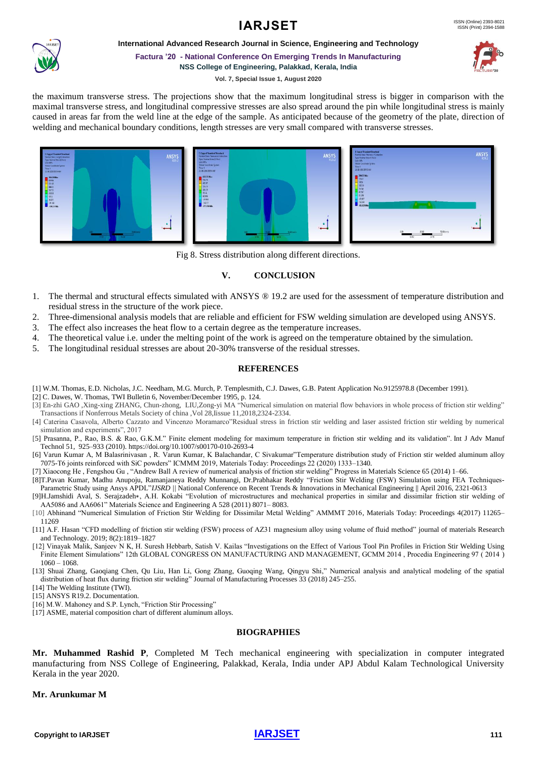the maximum transverse stress. The projections show that the maximum longitudinal stress is bigger in comparison with the maximal transverse stress, and longitudinal compressive stresses are also spread around the pin while longitudinal stress is mainly caused in areas far from the weld line at the edge of the sample. As anticipated because of the geometry of the plate, direction of welding and mechanical boundary conditions, length stresses are very small compared with transverse stresses.

Fig 8. Stress distribution along different directions.

## V. CONCLUSION

1. The thermal and structural effects simulated with ANSYS ® 19.2 are used for the assessment of temperature distribution and residual stress in the structure of the work piece.
2. Three-dimensional analysis models that are reliable and efficient for FSW welding simulation are developed using ANSYS.
3. The effect also increases the heat flow to a certain degree as the temperature increases.
4. The theoretical value i.e. under the melting point of the work is agreed on the temperature obtained by the simulation.
5. The longitudinal residual stresses are about 20-30% transverse of the residual stresses.

## REFERENCES

[1] W.M. Thomas, E.D. Nicholas, J.C. Needham, M.G. Murch, P. Templesmith, C.J. Dawes, G.B. Patent Application No.9125978.8 (December 1991).

[2] C. Dawes, W. Thomas, TWI Bulletin 6, November/December 1995, p. 124.

[3] En-zhi GAO ,Xing-xing ZHANG, Chun-zhong, LIU,Zong-yi MA "Numerical simulation on material flow behaviors in whole process of friction stir welding" Transactions if Nonferrous Metals Society of china ,Vol 28,Iissue 11,2018,2324-2334.

[4] Caterina Casavola, Alberto Cazzato and Vincenzo Moramarco"Residual stress in friction stir welding and laser assisted friction stir welding by numerical simulation and experiments", 2017

[5] Prasanna, P., Rao, B.S. & Rao, G.K.M." Finite element modeling for maximum temperature in friction stir welding and its validation". Int J Adv Manuf Technol 51, 925–933 (2010). https://doi.org/10.1007/s00170-010-2693-4

[6] Varun Kumar A, M Balasrinivasan , R. Varun Kumar, K Balachandar, C Sivakumar"Temperature distribution study of Friction stir welded aluminum alloy 7075-T6 joints reinforced with SiC powders" ICMMM 2019, Materials Today: Proceedings 22 (2020) 1333–1340.

[7] Xiaocong He , Fengshou Gu , "Andrew Ball A review of numerical analysis of friction stir welding" Progress in Materials Science 65 (2014) 1–66.

[8]T.Pavan Kumar, Madhu Anupoju, Ramanjaneya Reddy Munnangi, Dr.Prabhakar Reddy "Friction Stir Welding (FSW) Simulation using FEA Techniques-Parametric Study using Ansys APDL"*IJSRD* || National Conference on Recent Trends & Innovations in Mechanical Engineering || April 2016, 2321-0613

[9]H.Jamshidi Aval, S. Serajzadeh∗, A.H. Kokabi "Evolution of microstructures and mechanical properties in similar and dissimilar friction stir welding of AA5086 and AA6061" Materials Science and Engineering A 528 (2011) 8071– 8083.

[10] Abhinand "Numerical Simulation of Friction Stir Welding for Dissimilar Metal Welding" AMMMT 2016, Materials Today: Proceedings 4(2017) 11265–11269

[11] A.F. Hasan "CFD modelling of friction stir welding (FSW) process of AZ31 magnesium alloy using volume of fluid method" journal of materials Research and Technology. 2019; 8(2):1819–1827

[12] Vinayak Malik, Sanjeev N K, H. Suresh Hebbarb, Satish V. Kailas "Investigations on the Effect of Various Tool Pin Profiles in Friction Stir Welding Using Finite Element Simulations" 12th GLOBAL CONGRESS ON MANUFACTURING AND MANAGEMENT, GCMM 2014 , Procedia Engineering 97 ( 2014 ) 1060 – 1068.

[13] Shuai Zhang, Gaoqiang Chen, Qu Liu, Han Li, Gong Zhang, Guoqing Wang, Qingyu Shi," Numerical analysis and analytical modeling of the spatial distribution of heat flux during friction stir welding" Journal of Manufacturing Processes 33 (2018) 245–255.

[14] The Welding Institute (TWI).

[15] ANSYS R19.2. Documentation.

[16] M.W. Mahoney and S.P. Lynch, "Friction Stir Processing"

[17] ASME, material composition chart of different aluminum alloys.

## BIOGRAPHIES

**Mr. Muhammed Rashid P**, Completed M Tech mechanical engineering with specialization in computer integrated manufacturing from NSS College of Engineering, Palakkad, Kerala, India under APJ Abdul Kalam Technological University Kerala in the year 2020.

**Mr. Arunkumar M**